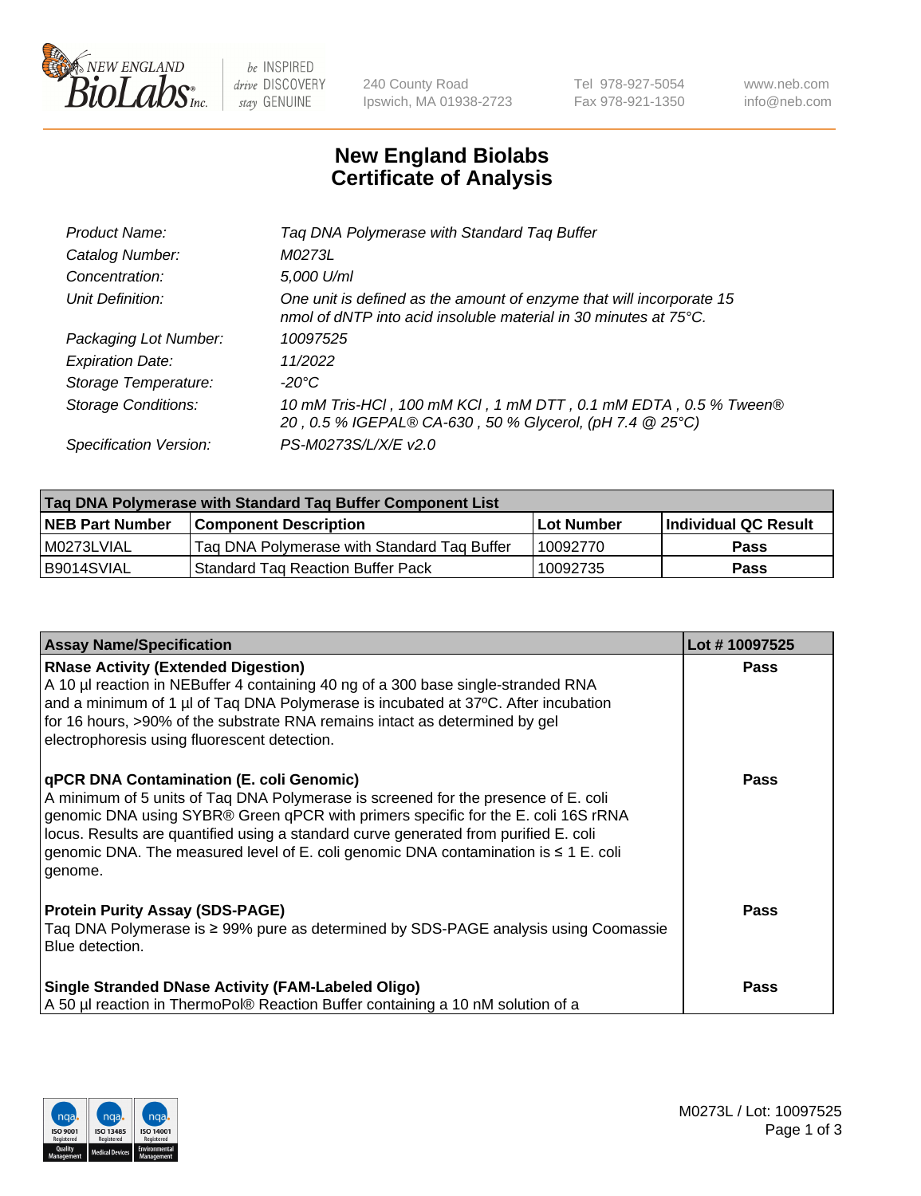# New England Biolabs
# Certificate of Analysis

| | |
|---|---|
| *Product Name:* | *Taq DNA Polymerase with Standard Taq Buffer* |
| *Catalog Number:* | *M0273L* |
| *Concentration:* | *5,000 U/ml* |
| *Unit Definition:* | *One unit is defined as the amount of enzyme that will incorporate 15 nmol of dNTP into acid insoluble material in 30 minutes at 75°C.* |
| *Packaging Lot Number:* | *10097525* |
| *Expiration Date:* | *11/2022* |
| *Storage Temperature:* | *-20°C* |
| *Storage Conditions:* | *10 mM Tris-HCl , 100 mM KCl , 1 mM DTT , 0.1 mM EDTA , 0.5 % Tween® 20 , 0.5 % IGEPAL® CA-630 , 50 % Glycerol, (pH 7.4 @ 25°C)* |
| *Specification Version:* | *PS-M0273S/L/X/E v2.0* |

| **Taq DNA Polymerase with Standard Taq Buffer Component List** | | | |
|---|---|---|---|
| **NEB Part Number** | **Component Description** | **Lot Number** | **Individual QC Result** |
| M0273LVIAL | Taq DNA Polymerase with Standard Taq Buffer | 10092770 | **Pass** |
| B9014SVIAL | Standard Taq Reaction Buffer Pack | 10092735 | **Pass** |

| **Assay Name/Specification** | **Lot # 10097525** |
|---|---|
| **RNase Activity (Extended Digestion)** A 10 µl reaction in NEBuffer 4 containing 40 ng of a 300 base single-stranded RNA and a minimum of 1 µl of Taq DNA Polymerase is incubated at 37ºC. After incubation for 16 hours, >90% of the substrate RNA remains intact as determined by gel electrophoresis using fluorescent detection. | **Pass** |
| **qPCR DNA Contamination (E. coli Genomic)** A minimum of 5 units of Taq DNA Polymerase is screened for the presence of E. coli genomic DNA using SYBR® Green qPCR with primers specific for the E. coli 16S rRNA locus. Results are quantified using a standard curve generated from purified E. coli genomic DNA. The measured level of E. coli genomic DNA contamination is ≤ 1 E. coli genome. | **Pass** |
| **Protein Purity Assay (SDS-PAGE)** Taq DNA Polymerase is ≥ 99% pure as determined by SDS-PAGE analysis using Coomassie Blue detection. | **Pass** |
| **Single Stranded DNase Activity (FAM-Labeled Oligo)** A 50 µl reaction in ThermoPol® Reaction Buffer containing a 10 nM solution of a | **Pass** |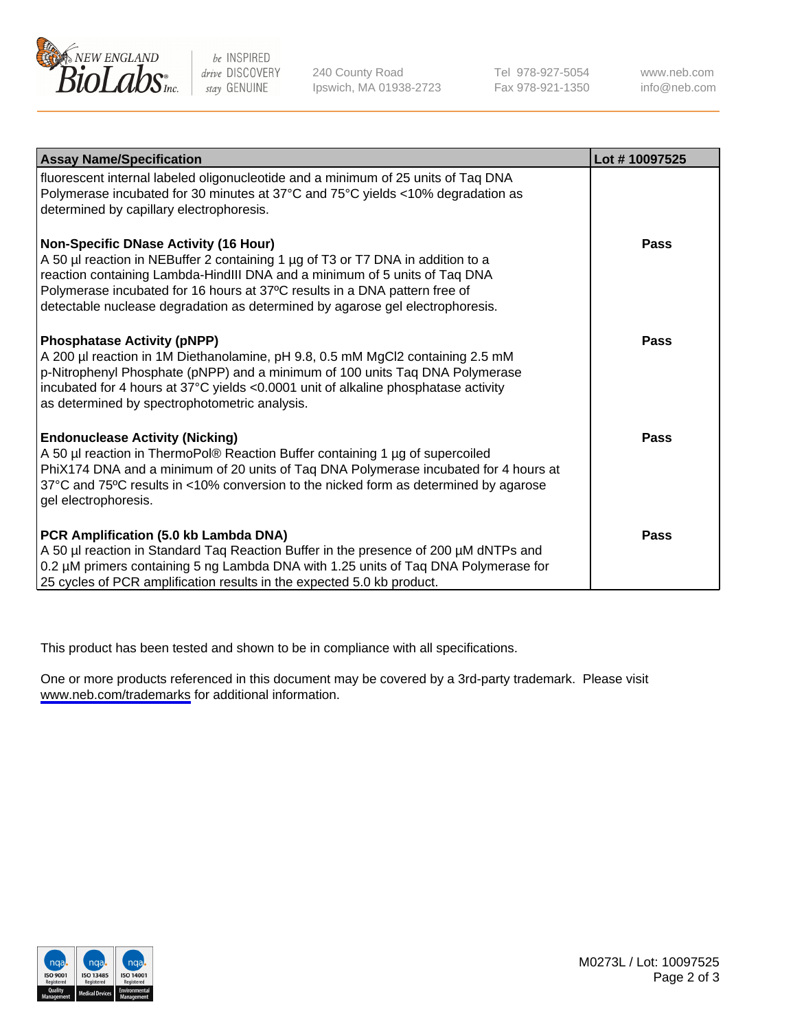| Assay Name/Specification | Lot # 10097525 |
| --- | --- |
| fluorescent internal labeled oligonucleotide and a minimum of 25 units of Taq DNA Polymerase incubated for 30 minutes at 37°C and 75°C yields <10% degradation as determined by capillary electrophoresis. | |
| **Non-Specific DNase Activity (16 Hour)**<br>A 50 µl reaction in NEBuffer 2 containing 1 µg of T3 or T7 DNA in addition to a reaction containing Lambda-HindIII DNA and a minimum of 5 units of Taq DNA Polymerase incubated for 16 hours at 37ºC results in a DNA pattern free of detectable nuclease degradation as determined by agarose gel electrophoresis. | **Pass** |
| **Phosphatase Activity (pNPP)**<br>A 200 µl reaction in 1M Diethanolamine, pH 9.8, 0.5 mM $MgCl_2$ containing 2.5 mM p-Nitrophenyl Phosphate (pNPP) and a minimum of 100 units Taq DNA Polymerase incubated for 4 hours at 37°C yields <0.0001 unit of alkaline phosphatase activity as determined by spectrophotometric analysis. | **Pass** |
| **Endonuclease Activity (Nicking)**<br>A 50 µl reaction in ThermoPol® Reaction Buffer containing 1 µg of supercoiled PhiX174 DNA and a minimum of 20 units of Taq DNA Polymerase incubated for 4 hours at 37°C and 75ºC results in <10% conversion to the nicked form as determined by agarose gel electrophoresis. | **Pass** |
| **PCR Amplification (5.0 kb Lambda DNA)**<br>A 50 µl reaction in Standard Taq Reaction Buffer in the presence of 200 µM dNTPs and 0.2 µM primers containing 5 ng Lambda DNA with 1.25 units of Taq DNA Polymerase for 25 cycles of PCR amplification results in the expected 5.0 kb product. | **Pass** |

This product has been tested and shown to be in compliance with all specifications.

One or more products referenced in this document may be covered by a 3rd-party trademark. Please visit www.neb.com/trademarks for additional information.

M0273L / Lot: 10097525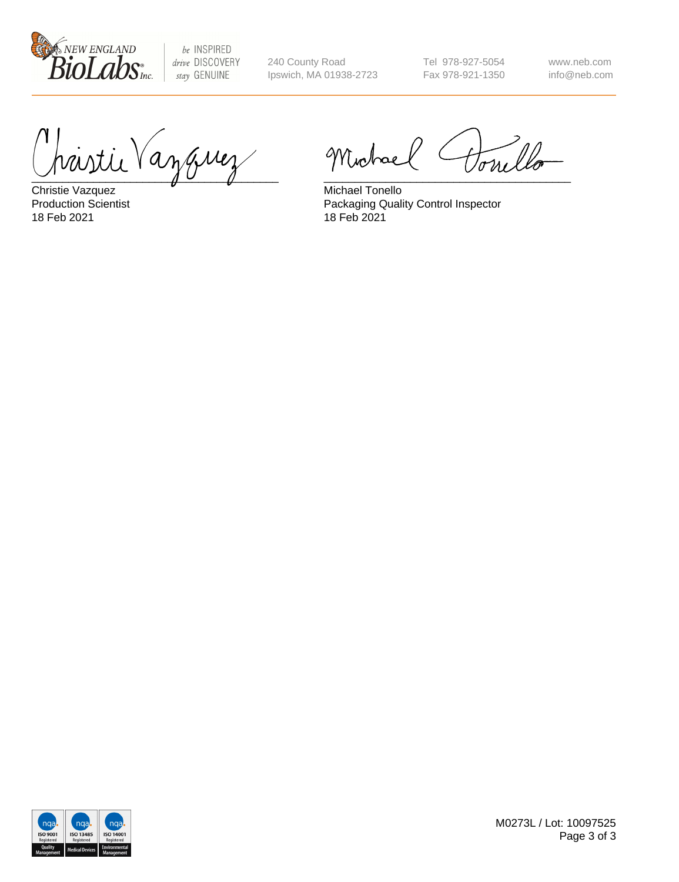Christie Vazquez
Production Scientist
18 Feb 2021

Michael Tonello
Packaging Quality Control Inspector
18 Feb 2021

M0273L / Lot: 10097525